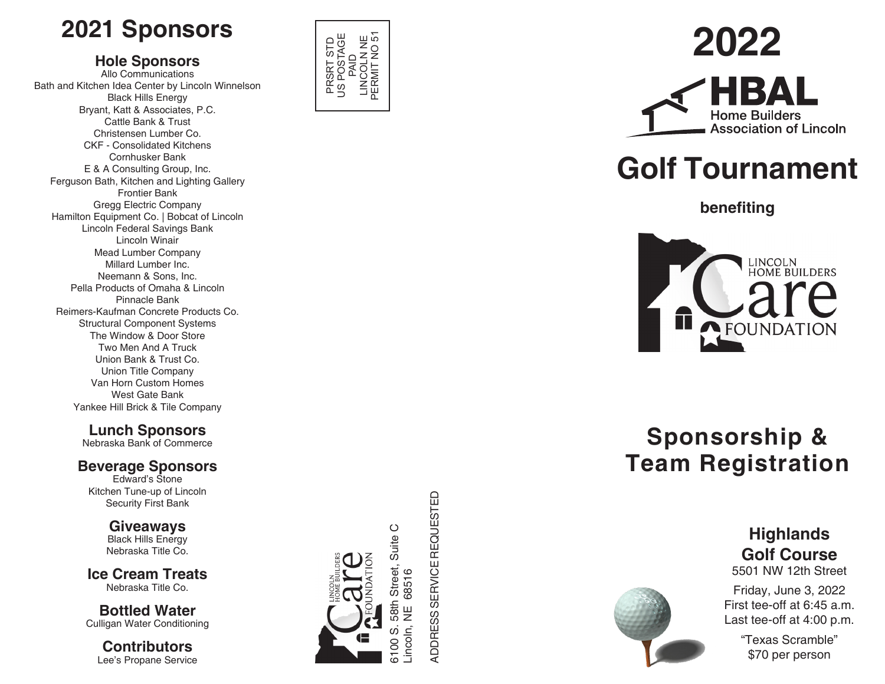# 2021 Sponsors

## Hole Sponsors

Allo Communications
Bath and Kitchen Idea Center by Lincoln Winnelson
Black Hills Energy
Bryant, Katt & Associates, P.C.
Cattle Bank & Trust
Christensen Lumber Co.
CKF - Consolidated Kitchens
Cornhusker Bank
E & A Consulting Group, Inc.
Ferguson Bath, Kitchen and Lighting Gallery
Frontier Bank
Gregg Electric Company
Hamilton Equipment Co. | Bobcat of Lincoln
Lincoln Federal Savings Bank
Lincoln Winair
Mead Lumber Company
Millard Lumber Inc.
Neemann & Sons, Inc.
Pella Products of Omaha & Lincoln
Pinnacle Bank
Reimers-Kaufman Concrete Products Co.
Structural Component Systems
The Window & Door Store
Two Men And A Truck
Union Bank & Trust Co.
Union Title Company
Van Horn Custom Homes
West Gate Bank
Yankee Hill Brick & Tile Company

## Lunch Sponsors

Nebraska Bank of Commerce

## Beverage Sponsors

Edward's Stone
Kitchen Tune-up of Lincoln
Security First Bank

## Giveaways

Black Hills Energy
Nebraska Title Co.

## Ice Cream Treats

Nebraska Title Co.

## Bottled Water

Culligan Water Conditioning

## Contributors

Lee's Propane Service

PRSRT STD
US POSTAGE
PAID
LINCOLN NE
PERMIT NO 51

LINCOLN HOME BUILDERS Care FOUNDATION
6100 S. 58th Street, Suite C
Lincoln, NE 68516

ADDRESS SERVICE REQUESTED

# 2022

**HBAL**
Home Builders Association of Lincoln

# Golf Tournament

**benefiting**

LINCOLN HOME BUILDERS Care FOUNDATION

# Sponsorship & Team Registration

## Highlands Golf Course

5501 NW 12th Street

Friday, June 3, 2022
First tee-off at 6:45 a.m.
Last tee-off at 4:00 p.m.

"Texas Scramble"
$70 per person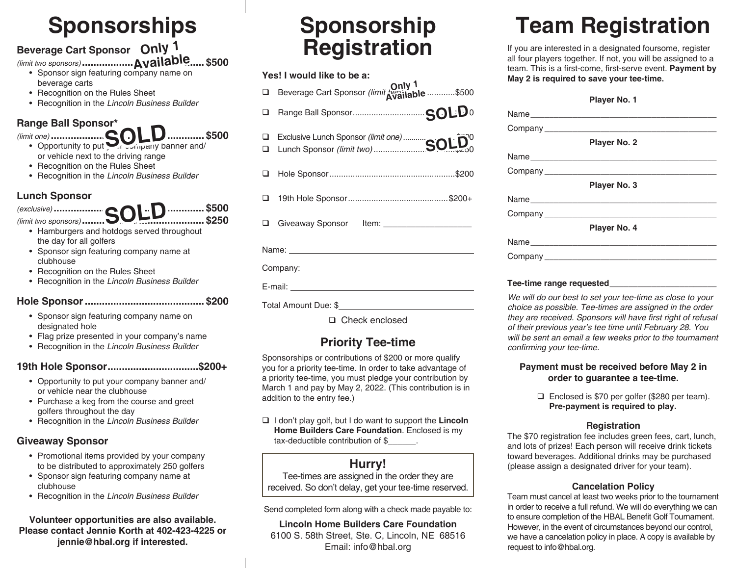# Sponsorships

### Beverage Cart Sponsor

**Only 1 Available**

*(limit two sponsors)* .................................... $500

- Sponsor sign featuring company name on beverage carts
- Recognition on the Rules Sheet
- Recognition in the *Lincoln Business Builder*

### Range Ball Sponsor*

**SOLD**

*(limit one)* .................................... $500

- Opportunity to put your company banner and/or vehicle next to the driving range
- Recognition on the Rules Sheet
- Recognition in the *Lincoln Business Builder*

### Lunch Sponsor

**SOLD**

*(exclusive)* .................................... $500

*(limit two sponsors)* .................................... $250

- Hamburgers and hotdogs served throughout the day for all golfers
- Sponsor sign featuring company name at clubhouse
- Recognition on the Rules Sheet
- Recognition in the *Lincoln Business Builder*

### Hole Sponsor .......................................... $200

- Sponsor sign featuring company name on designated hole
- Flag prize presented in your company's name
- Recognition in the *Lincoln Business Builder*

### 19th Hole Sponsor................................$200+

- Opportunity to put your company banner and/or vehicle near the clubhouse
- Purchase a keg from the course and greet golfers throughout the day
- Recognition in the *Lincoln Business Builder*

### Giveaway Sponsor

- Promotional items provided by your company to be distributed to approximately 250 golfers
- Sponsor sign featuring company name at clubhouse
- Recognition in the *Lincoln Business Builder*

**Volunteer opportunities are also available. Please contact Jennie Korth at 402-423-4225 or jennie@hbal.org if interested.**

# Sponsorship Registration

**Yes! I would like to be a:**

- ❑ Beverage Cart Sponsor *(limit two)* ............$500 — **Only 1 Available**
- ❑ Range Ball Sponsor.............................$500 — **SOLD**
- ❑ Exclusive Lunch Sponsor *(limit one)*.............$500 — **SOLD**
- ❑ Lunch Sponsor *(limit two)*......................$250 — **SOLD**
- ❑ Hole Sponsor.....................................................$200
- ❑ 19th Hole Sponsor..........................................$200+
- ❑ Giveaway Sponsor Item: ___________________

Name: ___________________________________________

Company: ________________________________________

E-mail: __________________________________________

Total Amount Due: $_______________________________

❑ Check enclosed

## Priority Tee-time

Sponsorships or contributions of $200 or more qualify you for a priority tee-time. In order to take advantage of a priority tee-time, you must pledge your contribution by March 1 and pay by May 2, 2022. (This contribution is in addition to the entry fee.)

❑ I don't play golf, but I do want to support the **Lincoln Home Builders Care Foundation**. Enclosed is my tax-deductible contribution of $______.

> **Hurry!**
> Tee-times are assigned in the order they are received. So don't delay, get your tee-time reserved.

Send completed form along with a check made payable to:

**Lincoln Home Builders Care Foundation**
6100 S. 58th Street, Ste. C, Lincoln, NE 68516
Email: info@hbal.org

# Team Registration

If you are interested in a designated foursome, register all four players together. If not, you will be assigned to a team. This is a first-come, first-serve event. **Payment by May 2 is required to save your tee-time.**

**Player No. 1**

Name ___________________________________________

Company ________________________________________

**Player No. 2**

Name ___________________________________________

Company ________________________________________

**Player No. 3**

Name ___________________________________________

Company ________________________________________

**Player No. 4**

Name ___________________________________________

Company ________________________________________

**Tee-time range requested**_______________________

*We will do our best to set your tee-time as close to your choice as possible. Tee-times are assigned in the order they are received. Sponsors will have first right of refusal of their previous year's tee time until February 28. You will be sent an email a few weeks prior to the tournament confirming your tee-time.*

**Payment must be received before May 2 in order to guarantee a tee-time.**

❑ Enclosed is $70 per golfer ($280 per team). **Pre-payment is required to play.**

### Registration

The $70 registration fee includes green fees, cart, lunch, and lots of prizes! Each person will receive drink tickets toward beverages. Additional drinks may be purchased (please assign a designated driver for your team).

### Cancelation Policy

Team must cancel at least two weeks prior to the tournament in order to receive a full refund. We will do everything we can to ensure completion of the HBAL Benefit Golf Tournament. However, in the event of circumstances beyond our control, we have a cancelation policy in place. A copy is available by request to info@hbal.org.